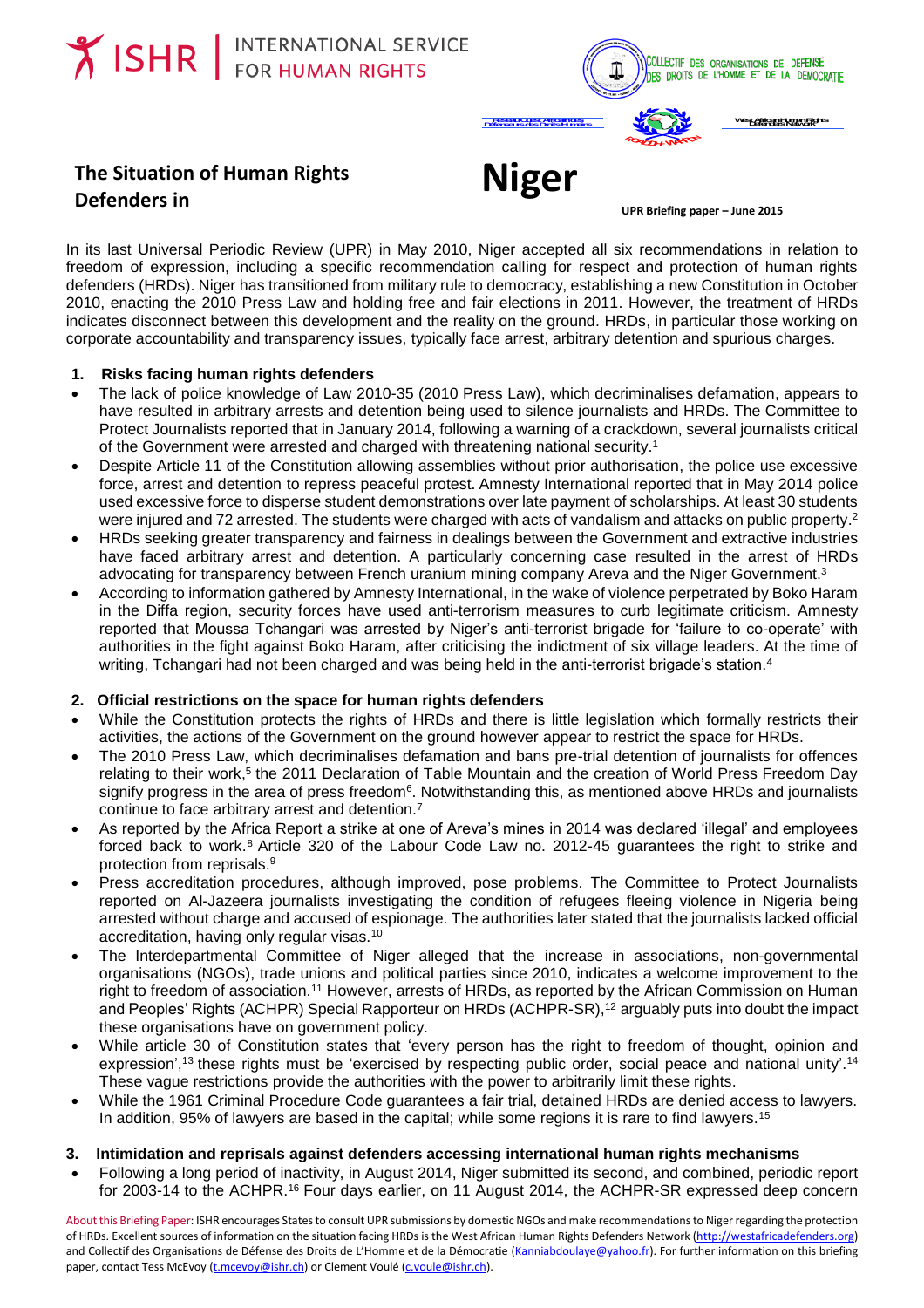ISHR | INTERNATIONAL SERVICE FOR HUMAN RIGHTS

COLLECTIF DES ORGANISATIONS DE DEFENSE DES DROITS DE L'HOMME ET DE LA DEMOCRATIE

# The Situation of Human Rights Defenders in Niger

**UPR Briefing paper – June 2015**

In its last Universal Periodic Review (UPR) in May 2010, Niger accepted all six recommendations in relation to freedom of expression, including a specific recommendation calling for respect and protection of human rights defenders (HRDs). Niger has transitioned from military rule to democracy, establishing a new Constitution in October 2010, enacting the 2010 Press Law and holding free and fair elections in 2011. However, the treatment of HRDs indicates disconnect between this development and the reality on the ground. HRDs, in particular those working on corporate accountability and transparency issues, typically face arrest, arbitrary detention and spurious charges.

## 1. Risks facing human rights defenders

- The lack of police knowledge of Law 2010-35 (2010 Press Law), which decriminalises defamation, appears to have resulted in arbitrary arrests and detention being used to silence journalists and HRDs. The Committee to Protect Journalists reported that in January 2014, following a warning of a crackdown, several journalists critical of the Government were arrested and charged with threatening national security.[1]
- Despite Article 11 of the Constitution allowing assemblies without prior authorisation, the police use excessive force, arrest and detention to repress peaceful protest. Amnesty International reported that in May 2014 police used excessive force to disperse student demonstrations over late payment of scholarships. At least 30 students were injured and 72 arrested. The students were charged with acts of vandalism and attacks on public property.[2]
- HRDs seeking greater transparency and fairness in dealings between the Government and extractive industries have faced arbitrary arrest and detention. A particularly concerning case resulted in the arrest of HRDs advocating for transparency between French uranium mining company Areva and the Niger Government.[3]
- According to information gathered by Amnesty International, in the wake of violence perpetrated by Boko Haram in the Diffa region, security forces have used anti-terrorism measures to curb legitimate criticism. Amnesty reported that Moussa Tchangari was arrested by Niger's anti-terrorist brigade for 'failure to co-operate' with authorities in the fight against Boko Haram, after criticising the indictment of six village leaders. At the time of writing, Tchangari had not been charged and was being held in the anti-terrorist brigade's station.[4]

## 2. Official restrictions on the space for human rights defenders

- While the Constitution protects the rights of HRDs and there is little legislation which formally restricts their activities, the actions of the Government on the ground however appear to restrict the space for HRDs.
- The 2010 Press Law, which decriminalises defamation and bans pre-trial detention of journalists for offences relating to their work,[5] the 2011 Declaration of Table Mountain and the creation of World Press Freedom Day signify progress in the area of press freedom[6]. Notwithstanding this, as mentioned above HRDs and journalists continue to face arbitrary arrest and detention.[7]
- As reported by the Africa Report a strike at one of Areva's mines in 2014 was declared 'illegal' and employees forced back to work.[8] Article 320 of the Labour Code Law no. 2012-45 guarantees the right to strike and protection from reprisals.[9]
- Press accreditation procedures, although improved, pose problems. The Committee to Protect Journalists reported on Al-Jazeera journalists investigating the condition of refugees fleeing violence in Nigeria being arrested without charge and accused of espionage. The authorities later stated that the journalists lacked official accreditation, having only regular visas.[10]
- The Interdepartmental Committee of Niger alleged that the increase in associations, non-governmental organisations (NGOs), trade unions and political parties since 2010, indicates a welcome improvement to the right to freedom of association.[11] However, arrests of HRDs, as reported by the African Commission on Human and Peoples' Rights (ACHPR) Special Rapporteur on HRDs (ACHPR-SR),[12] arguably puts into doubt the impact these organisations have on government policy.
- While article 30 of Constitution states that 'every person has the right to freedom of thought, opinion and expression',[13] these rights must be 'exercised by respecting public order, social peace and national unity'.[14] These vague restrictions provide the authorities with the power to arbitrarily limit these rights.
- While the 1961 Criminal Procedure Code guarantees a fair trial, detained HRDs are denied access to lawyers. In addition, 95% of lawyers are based in the capital; while some regions it is rare to find lawyers.[15]

## 3. Intimidation and reprisals against defenders accessing international human rights mechanisms

- Following a long period of inactivity, in August 2014, Niger submitted its second, and combined, periodic report for 2003-14 to the ACHPR.[16] Four days earlier, on 11 August 2014, the ACHPR-SR expressed deep concern

About this Briefing Paper: ISHR encourages States to consult UPR submissions by domestic NGOs and make recommendations to Niger regarding the protection of HRDs. Excellent sources of information on the situation facing HRDs is the West African Human Rights Defenders Network (http://westafricadefenders.org) and Collectif des Organisations de Défense des Droits de L'Homme et de la Démocratie (Kanniabdoulaye@yahoo.fr). For further information on this briefing paper, contact Tess McEvoy (t.mcevoy@ishr.ch) or Clement Voulé (c.voule@ishr.ch).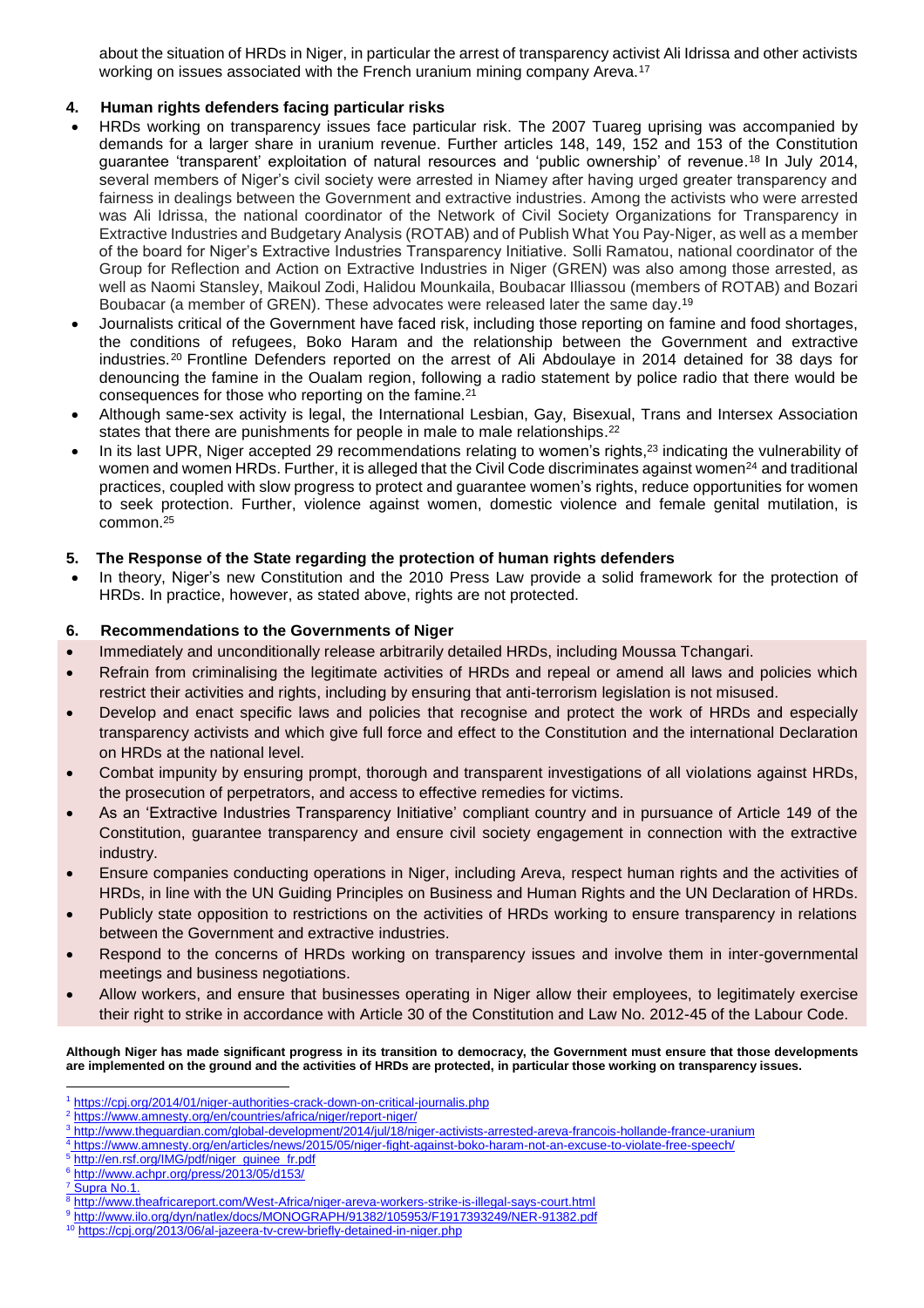about the situation of HRDs in Niger, in particular the arrest of transparency activist Ali Idrissa and other activists working on issues associated with the French uranium mining company Areva.[17]

## 4. Human rights defenders facing particular risks

- HRDs working on transparency issues face particular risk. The 2007 Tuareg uprising was accompanied by demands for a larger share in uranium revenue. Further articles 148, 149, 152 and 153 of the Constitution guarantee 'transparent' exploitation of natural resources and 'public ownership' of revenue.[18] In July 2014, several members of Niger's civil society were arrested in Niamey after having urged greater transparency and fairness in dealings between the Government and extractive industries. Among the activists who were arrested was Ali Idrissa, the national coordinator of the Network of Civil Society Organizations for Transparency in Extractive Industries and Budgetary Analysis (ROTAB) and of Publish What You Pay-Niger, as well as a member of the board for Niger's Extractive Industries Transparency Initiative. Solli Ramatou, national coordinator of the Group for Reflection and Action on Extractive Industries in Niger (GREN) was also among those arrested, as well as Naomi Stansley, Maikoul Zodi, Halidou Mounkaila, Boubacar Illiassou (members of ROTAB) and Bozari Boubacar (a member of GREN). These advocates were released later the same day.[19]
- Journalists critical of the Government have faced risk, including those reporting on famine and food shortages, the conditions of refugees, Boko Haram and the relationship between the Government and extractive industries.[20] Frontline Defenders reported on the arrest of Ali Abdoulaye in 2014 detained for 38 days for denouncing the famine in the Oualam region, following a radio statement by police radio that there would be consequences for those who reporting on the famine.[21]
- Although same-sex activity is legal, the International Lesbian, Gay, Bisexual, Trans and Intersex Association states that there are punishments for people in male to male relationships.[22]
- In its last UPR, Niger accepted 29 recommendations relating to women's rights,[23] indicating the vulnerability of women and women HRDs. Further, it is alleged that the Civil Code discriminates against women[24] and traditional practices, coupled with slow progress to protect and guarantee women's rights, reduce opportunities for women to seek protection. Further, violence against women, domestic violence and female genital mutilation, is common.[25]

## 5. The Response of the State regarding the protection of human rights defenders

- In theory, Niger's new Constitution and the 2010 Press Law provide a solid framework for the protection of HRDs. In practice, however, as stated above, rights are not protected.

## 6. Recommendations to the Governments of Niger

- Immediately and unconditionally release arbitrarily detailed HRDs, including Moussa Tchangari.
- Refrain from criminalising the legitimate activities of HRDs and repeal or amend all laws and policies which restrict their activities and rights, including by ensuring that anti-terrorism legislation is not misused.
- Develop and enact specific laws and policies that recognise and protect the work of HRDs and especially transparency activists and which give full force and effect to the Constitution and the international Declaration on HRDs at the national level.
- Combat impunity by ensuring prompt, thorough and transparent investigations of all violations against HRDs, the prosecution of perpetrators, and access to effective remedies for victims.
- As an 'Extractive Industries Transparency Initiative' compliant country and in pursuance of Article 149 of the Constitution, guarantee transparency and ensure civil society engagement in connection with the extractive industry.
- Ensure companies conducting operations in Niger, including Areva, respect human rights and the activities of HRDs, in line with the UN Guiding Principles on Business and Human Rights and the UN Declaration of HRDs.
- Publicly state opposition to restrictions on the activities of HRDs working to ensure transparency in relations between the Government and extractive industries.
- Respond to the concerns of HRDs working on transparency issues and involve them in inter-governmental meetings and business negotiations.
- Allow workers, and ensure that businesses operating in Niger allow their employees, to legitimately exercise their right to strike in accordance with Article 30 of the Constitution and Law No. 2012-45 of the Labour Code.

**Although Niger has made significant progress in its transition to democracy, the Government must ensure that those developments are implemented on the ground and the activities of HRDs are protected, in particular those working on transparency issues.**

---

[1] https://cpj.org/2014/01/niger-authorities-crack-down-on-critical-journalis.php
[2] https://www.amnesty.org/en/countries/africa/niger/report-niger/
[3] http://www.theguardian.com/global-development/2014/jul/18/niger-activists-arrested-areva-francois-hollande-france-uranium
[4] https://www.amnesty.org/en/articles/news/2015/05/niger-fight-against-boko-haram-not-an-excuse-to-violate-free-speech/
[5] http://en.rsf.org/IMG/pdf/niger_guinee_fr.pdf
[6] http://www.achpr.org/press/2013/05/d153/
[7] Supra No.1.
[8] http://www.theafricareport.com/West-Africa/niger-areva-workers-strike-is-illegal-says-court.html
[9] http://www.ilo.org/dyn/natlex/docs/MONOGRAPH/91382/105953/F1917393249/NER-91382.pdf
[10] https://cpj.org/2013/06/al-jazeera-tv-crew-briefly-detained-in-niger.php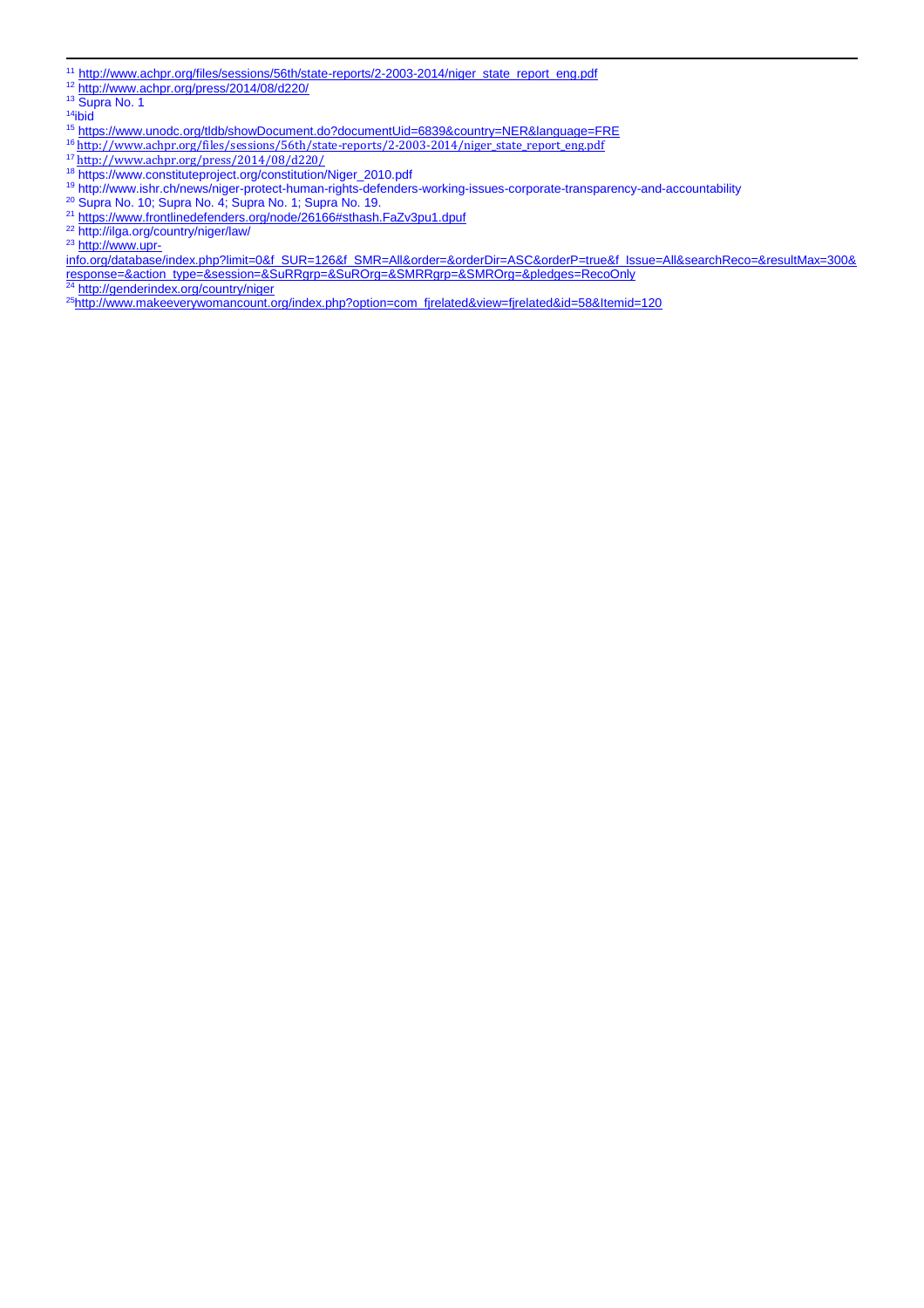[11] http://www.achpr.org/files/sessions/56th/state-reports/2-2003-2014/niger_state_report_eng.pdf

[12] http://www.achpr.org/press/2014/08/d220/

[13] Supra No. 1

[14]ibid

[15] https://www.unodc.org/tldb/showDocument.do?documentUid=6839&country=NER&language=FRE

[16] http://www.achpr.org/files/sessions/56th/state-reports/2-2003-2014/niger_state_report_eng.pdf

[17] http://www.achpr.org/press/2014/08/d220/

[18] https://www.constituteproject.org/constitution/Niger_2010.pdf

[19] http://www.ishr.ch/news/niger-protect-human-rights-defenders-working-issues-corporate-transparency-and-accountability

[20] Supra No. 10; Supra No. 4; Supra No. 1; Supra No. 19.

[21] https://www.frontlinedefenders.org/node/26166#sthash.FaZv3pu1.dpuf

[22] http://ilga.org/country/niger/law/

[23] http://www.upr-info.org/database/index.php?limit=0&f_SUR=126&f_SMR=All&order=&orderDir=ASC&orderP=true&f_Issue=All&searchReco=&resultMax=300&response=&action_type=&session=&SuRRgrp=&SuROrg=&SMRRgrp=&SMROrg=&pledges=RecoOnly

[24] http://genderindex.org/country/niger

[25]http://www.makeeverywomancount.org/index.php?option=com_fjrelated&view=fjrelated&id=58&Itemid=120